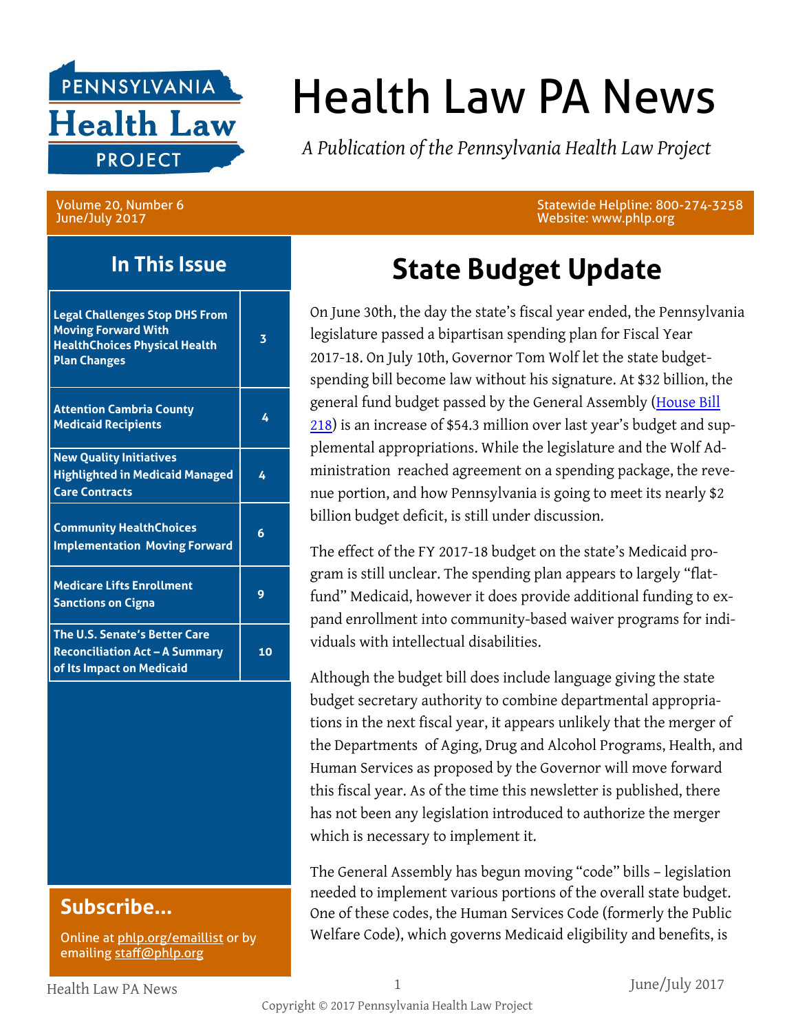# Health Law PA News

*A Publication of the Pennsylvania Health Law Project*

Volume 20, Number 6
June/July 2017

Statewide Helpline: 800-274-3258
Website: www.phlp.org

## In This Issue

| Article | Page |
| --- | --- |
| Legal Challenges Stop DHS From Moving Forward With HealthChoices Physical Health Plan Changes | 3 |
| Attention Cambria County Medicaid Recipients | 4 |
| New Quality Initiatives Highlighted in Medicaid Managed Care Contracts | 4 |
| Community HealthChoices Implementation Moving Forward | 6 |
| Medicare Lifts Enrollment Sanctions on Cigna | 9 |
| The U.S. Senate's Better Care Reconciliation Act – A Summary of Its Impact on Medicaid | 10 |

## Subscribe...

Online at phlp.org/emaillist or by emailing staff@phlp.org

# State Budget Update

On June 30th, the day the state's fiscal year ended, the Pennsylvania legislature passed a bipartisan spending plan for Fiscal Year 2017-18. On July 10th, Governor Tom Wolf let the state budget-spending bill become law without his signature. At $32 billion, the general fund budget passed by the General Assembly (House Bill 218) is an increase of $54.3 million over last year's budget and supplemental appropriations. While the legislature and the Wolf Administration reached agreement on a spending package, the revenue portion, and how Pennsylvania is going to meet its nearly $2 billion budget deficit, is still under discussion.

The effect of the FY 2017-18 budget on the state's Medicaid program is still unclear. The spending plan appears to largely "flat-fund" Medicaid, however it does provide additional funding to expand enrollment into community-based waiver programs for individuals with intellectual disabilities.

Although the budget bill does include language giving the state budget secretary authority to combine departmental appropriations in the next fiscal year, it appears unlikely that the merger of the Departments of Aging, Drug and Alcohol Programs, Health, and Human Services as proposed by the Governor will move forward this fiscal year. As of the time this newsletter is published, there has not been any legislation introduced to authorize the merger which is necessary to implement it.

The General Assembly has begun moving "code" bills – legislation needed to implement various portions of the overall state budget. One of these codes, the Human Services Code (formerly the Public Welfare Code), which governs Medicaid eligibility and benefits, is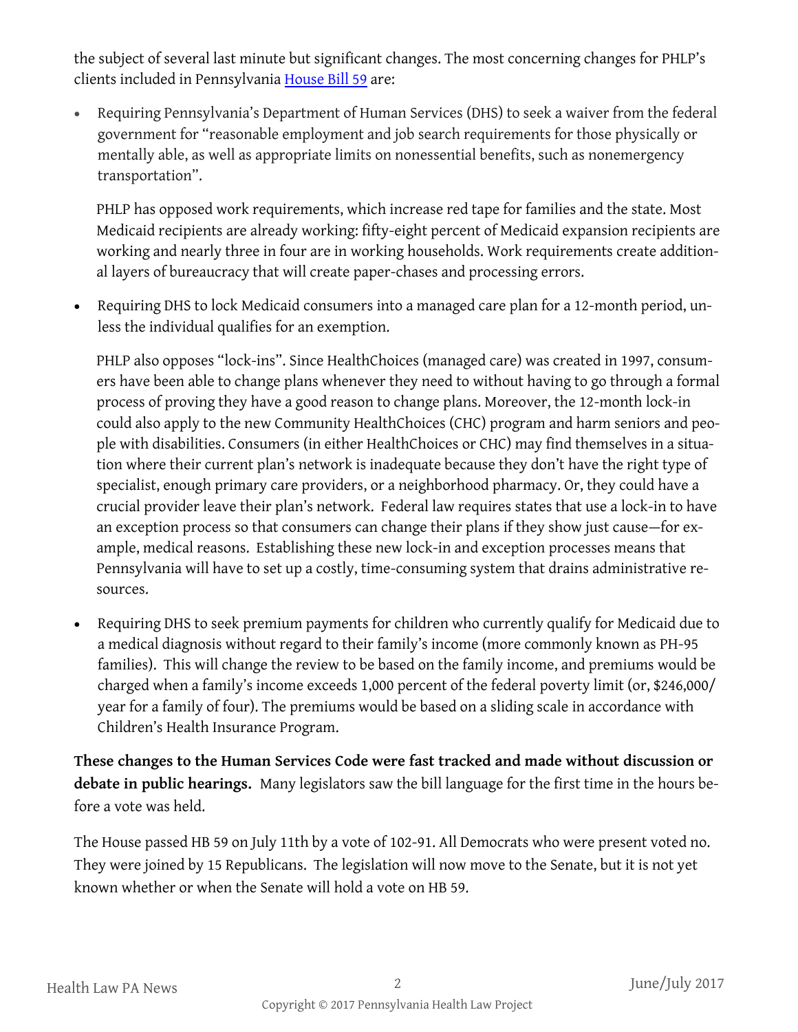the subject of several last minute but significant changes. The most concerning changes for PHLP's clients included in Pennsylvania House Bill 59 are:

- Requiring Pennsylvania's Department of Human Services (DHS) to seek a waiver from the federal government for "reasonable employment and job search requirements for those physically or mentally able, as well as appropriate limits on nonessential benefits, such as nonemergency transportation".

  PHLP has opposed work requirements, which increase red tape for families and the state. Most Medicaid recipients are already working: fifty-eight percent of Medicaid expansion recipients are working and nearly three in four are in working households. Work requirements create additional layers of bureaucracy that will create paper-chases and processing errors.

- Requiring DHS to lock Medicaid consumers into a managed care plan for a 12-month period, unless the individual qualifies for an exemption.

  PHLP also opposes "lock-ins". Since HealthChoices (managed care) was created in 1997, consumers have been able to change plans whenever they need to without having to go through a formal process of proving they have a good reason to change plans. Moreover, the 12-month lock-in could also apply to the new Community HealthChoices (CHC) program and harm seniors and people with disabilities. Consumers (in either HealthChoices or CHC) may find themselves in a situation where their current plan's network is inadequate because they don't have the right type of specialist, enough primary care providers, or a neighborhood pharmacy. Or, they could have a crucial provider leave their plan's network. Federal law requires states that use a lock-in to have an exception process so that consumers can change their plans if they show just cause—for example, medical reasons. Establishing these new lock-in and exception processes means that Pennsylvania will have to set up a costly, time-consuming system that drains administrative resources.

- Requiring DHS to seek premium payments for children who currently qualify for Medicaid due to a medical diagnosis without regard to their family's income (more commonly known as PH-95 families). This will change the review to be based on the family income, and premiums would be charged when a family's income exceeds 1,000 percent of the federal poverty limit (or, $246,000/year for a family of four). The premiums would be based on a sliding scale in accordance with Children's Health Insurance Program.

**These changes to the Human Services Code were fast tracked and made without discussion or debate in public hearings.** Many legislators saw the bill language for the first time in the hours before a vote was held.

The House passed HB 59 on July 11th by a vote of 102-91. All Democrats who were present voted no. They were joined by 15 Republicans. The legislation will now move to the Senate, but it is not yet known whether or when the Senate will hold a vote on HB 59.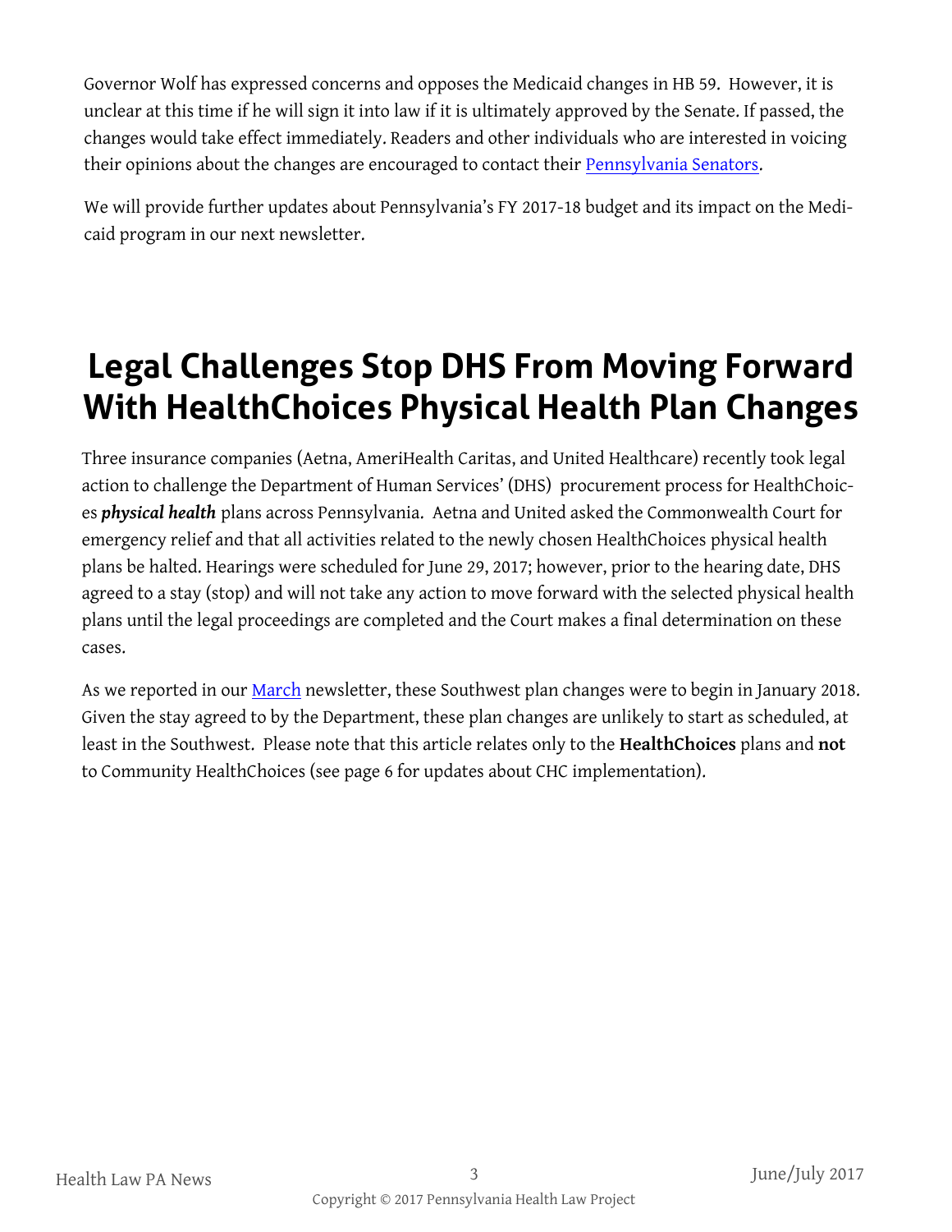Governor Wolf has expressed concerns and opposes the Medicaid changes in HB 59. However, it is unclear at this time if he will sign it into law if it is ultimately approved by the Senate. If passed, the changes would take effect immediately. Readers and other individuals who are interested in voicing their opinions about the changes are encouraged to contact their Pennsylvania Senators.

We will provide further updates about Pennsylvania's FY 2017-18 budget and its impact on the Medicaid program in our next newsletter.

# Legal Challenges Stop DHS From Moving Forward With HealthChoices Physical Health Plan Changes

Three insurance companies (Aetna, AmeriHealth Caritas, and United Healthcare) recently took legal action to challenge the Department of Human Services' (DHS) procurement process for HealthChoices ***physical health*** plans across Pennsylvania. Aetna and United asked the Commonwealth Court for emergency relief and that all activities related to the newly chosen HealthChoices physical health plans be halted. Hearings were scheduled for June 29, 2017; however, prior to the hearing date, DHS agreed to a stay (stop) and will not take any action to move forward with the selected physical health plans until the legal proceedings are completed and the Court makes a final determination on these cases.

As we reported in our March newsletter, these Southwest plan changes were to begin in January 2018. Given the stay agreed to by the Department, these plan changes are unlikely to start as scheduled, at least in the Southwest. Please note that this article relates only to the **HealthChoices** plans and **not** to Community HealthChoices (see page 6 for updates about CHC implementation).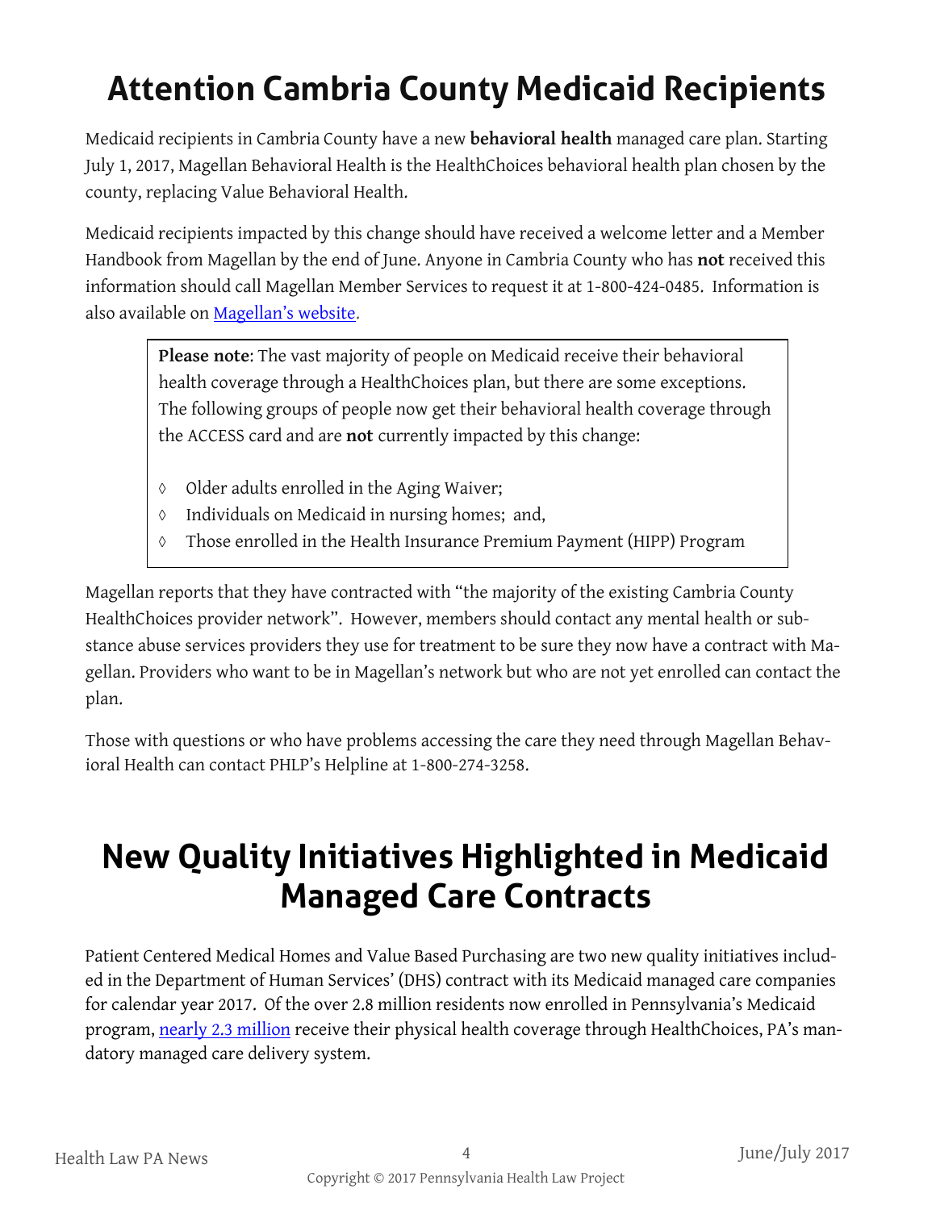# Attention Cambria County Medicaid Recipients

Medicaid recipients in Cambria County have a new **behavioral health** managed care plan. Starting July 1, 2017, Magellan Behavioral Health is the HealthChoices behavioral health plan chosen by the county, replacing Value Behavioral Health.

Medicaid recipients impacted by this change should have received a welcome letter and a Member Handbook from Magellan by the end of June. Anyone in Cambria County who has **not** received this information should call Magellan Member Services to request it at 1-800-424-0485. Information is also available on [Magellan's website](#).

> **Please note**: The vast majority of people on Medicaid receive their behavioral health coverage through a HealthChoices plan, but there are some exceptions. The following groups of people now get their behavioral health coverage through the ACCESS card and are **not** currently impacted by this change:
>
> - Older adults enrolled in the Aging Waiver;
> - Individuals on Medicaid in nursing homes; and,
> - Those enrolled in the Health Insurance Premium Payment (HIPP) Program

Magellan reports that they have contracted with "the majority of the existing Cambria County HealthChoices provider network". However, members should contact any mental health or substance abuse services providers they use for treatment to be sure they now have a contract with Magellan. Providers who want to be in Magellan's network but who are not yet enrolled can contact the plan.

Those with questions or who have problems accessing the care they need through Magellan Behavioral Health can contact PHLP's Helpline at 1-800-274-3258.

# New Quality Initiatives Highlighted in Medicaid Managed Care Contracts

Patient Centered Medical Homes and Value Based Purchasing are two new quality initiatives included in the Department of Human Services' (DHS) contract with its Medicaid managed care companies for calendar year 2017. Of the over 2.8 million residents now enrolled in Pennsylvania's Medicaid program, [nearly 2.3 million](#) receive their physical health coverage through HealthChoices, PA's mandatory managed care delivery system.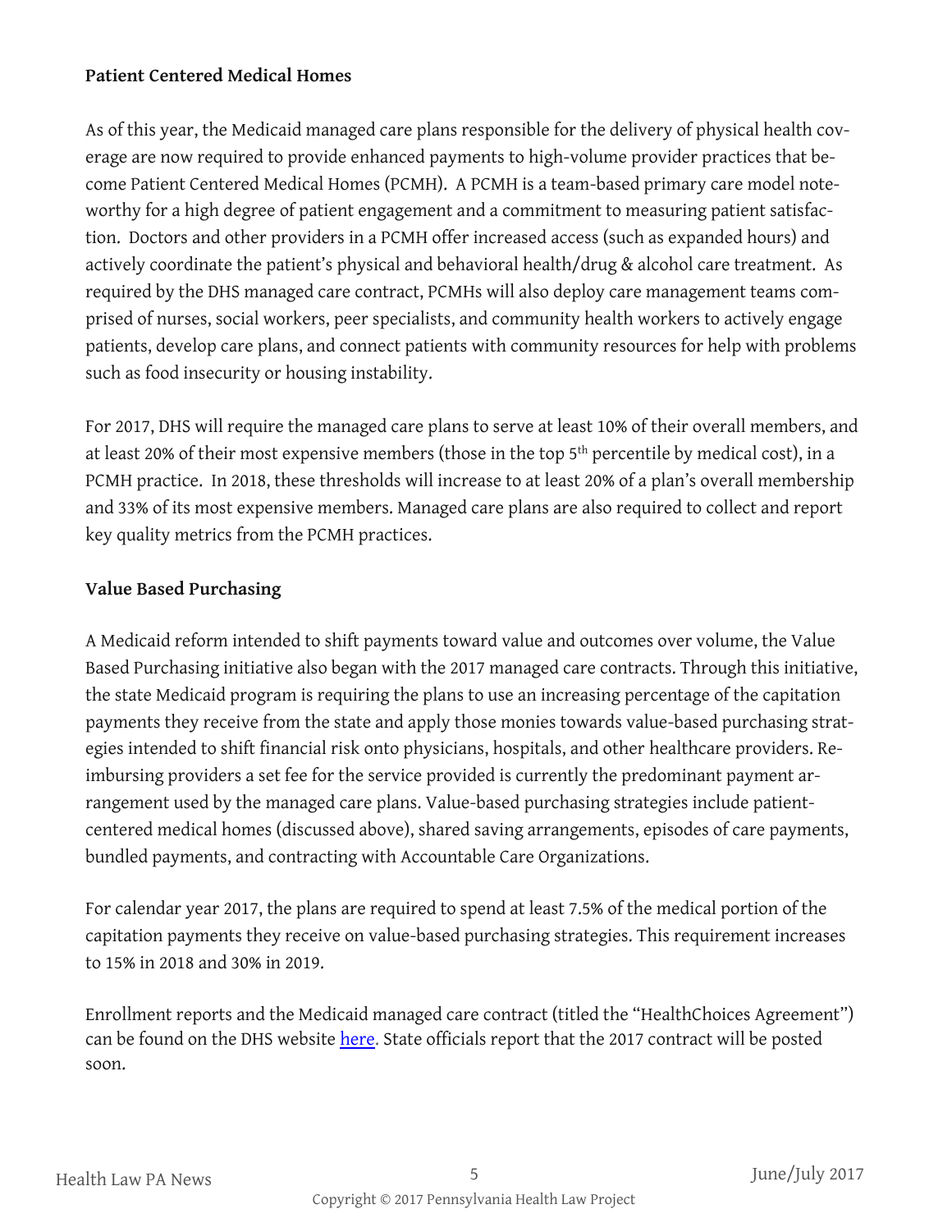**Patient Centered Medical Homes**

As of this year, the Medicaid managed care plans responsible for the delivery of physical health coverage are now required to provide enhanced payments to high-volume provider practices that become Patient Centered Medical Homes (PCMH). A PCMH is a team-based primary care model noteworthy for a high degree of patient engagement and a commitment to measuring patient satisfaction. Doctors and other providers in a PCMH offer increased access (such as expanded hours) and actively coordinate the patient's physical and behavioral health/drug & alcohol care treatment. As required by the DHS managed care contract, PCMHs will also deploy care management teams comprised of nurses, social workers, peer specialists, and community health workers to actively engage patients, develop care plans, and connect patients with community resources for help with problems such as food insecurity or housing instability.

For 2017, DHS will require the managed care plans to serve at least 10% of their overall members, and at least 20% of their most expensive members (those in the top 5th percentile by medical cost), in a PCMH practice. In 2018, these thresholds will increase to at least 20% of a plan's overall membership and 33% of its most expensive members. Managed care plans are also required to collect and report key quality metrics from the PCMH practices.

**Value Based Purchasing**

A Medicaid reform intended to shift payments toward value and outcomes over volume, the Value Based Purchasing initiative also began with the 2017 managed care contracts. Through this initiative, the state Medicaid program is requiring the plans to use an increasing percentage of the capitation payments they receive from the state and apply those monies towards value-based purchasing strategies intended to shift financial risk onto physicians, hospitals, and other healthcare providers. Reimbursing providers a set fee for the service provided is currently the predominant payment arrangement used by the managed care plans. Value-based purchasing strategies include patient-centered medical homes (discussed above), shared saving arrangements, episodes of care payments, bundled payments, and contracting with Accountable Care Organizations.

For calendar year 2017, the plans are required to spend at least 7.5% of the medical portion of the capitation payments they receive on value-based purchasing strategies. This requirement increases to 15% in 2018 and 30% in 2019.

Enrollment reports and the Medicaid managed care contract (titled the "HealthChoices Agreement") can be found on the DHS website here. State officials report that the 2017 contract will be posted soon.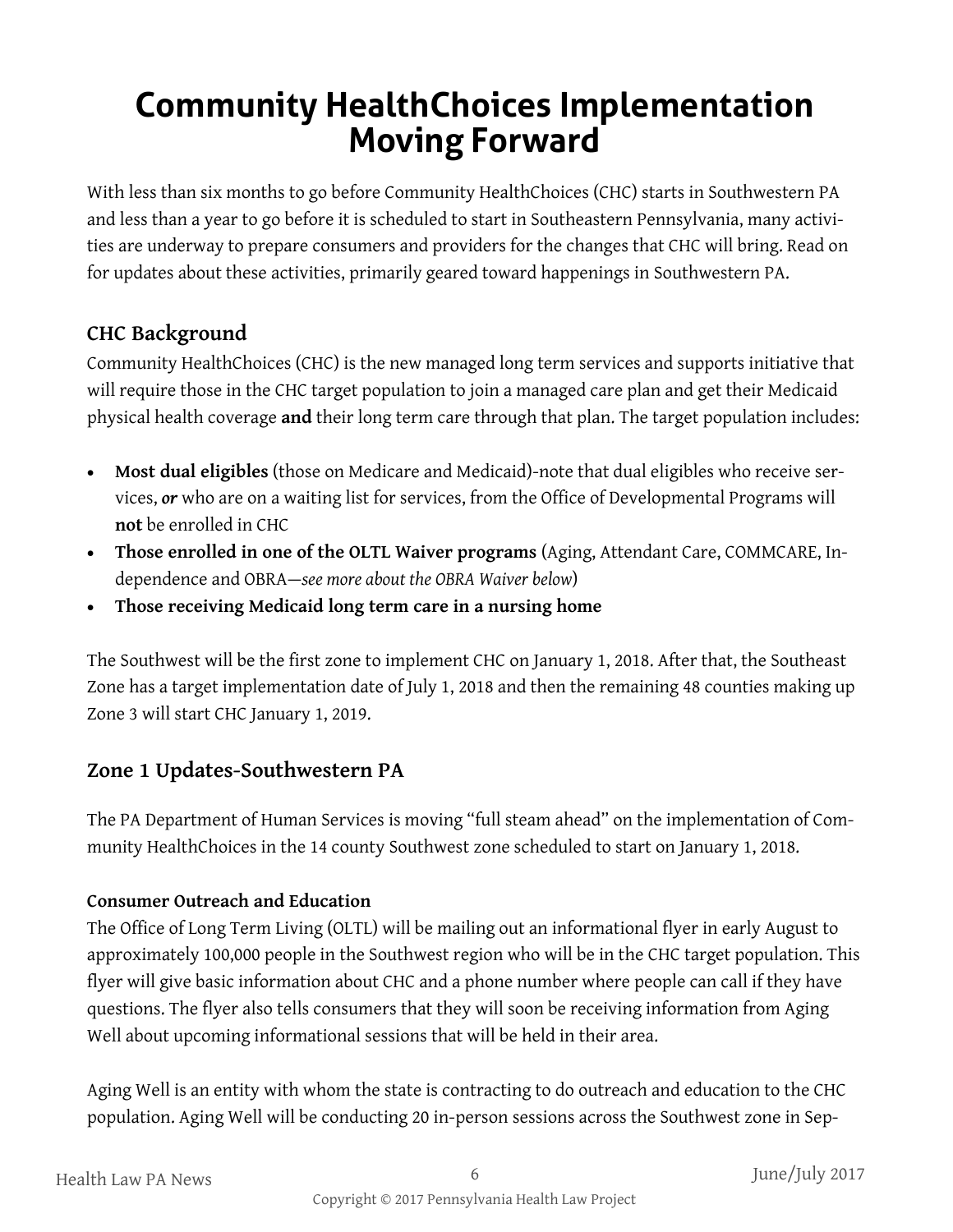# Community HealthChoices Implementation Moving Forward

With less than six months to go before Community HealthChoices (CHC) starts in Southwestern PA and less than a year to go before it is scheduled to start in Southeastern Pennsylvania, many activities are underway to prepare consumers and providers for the changes that CHC will bring. Read on for updates about these activities, primarily geared toward happenings in Southwestern PA.

## CHC Background

Community HealthChoices (CHC) is the new managed long term services and supports initiative that will require those in the CHC target population to join a managed care plan and get their Medicaid physical health coverage **and** their long term care through that plan. The target population includes:

- **Most dual eligibles** (those on Medicare and Medicaid)-note that dual eligibles who receive services, ***or*** who are on a waiting list for services, from the Office of Developmental Programs will **not** be enrolled in CHC
- **Those enrolled in one of the OLTL Waiver programs** (Aging, Attendant Care, COMMCARE, Independence and OBRA—*see more about the OBRA Waiver below*)
- **Those receiving Medicaid long term care in a nursing home**

The Southwest will be the first zone to implement CHC on January 1, 2018. After that, the Southeast Zone has a target implementation date of July 1, 2018 and then the remaining 48 counties making up Zone 3 will start CHC January 1, 2019.

## Zone 1 Updates-Southwestern PA

The PA Department of Human Services is moving "full steam ahead" on the implementation of Community HealthChoices in the 14 county Southwest zone scheduled to start on January 1, 2018.

### Consumer Outreach and Education

The Office of Long Term Living (OLTL) will be mailing out an informational flyer in early August to approximately 100,000 people in the Southwest region who will be in the CHC target population. This flyer will give basic information about CHC and a phone number where people can call if they have questions. The flyer also tells consumers that they will soon be receiving information from Aging Well about upcoming informational sessions that will be held in their area.

Aging Well is an entity with whom the state is contracting to do outreach and education to the CHC population. Aging Well will be conducting 20 in-person sessions across the Southwest zone in Sep-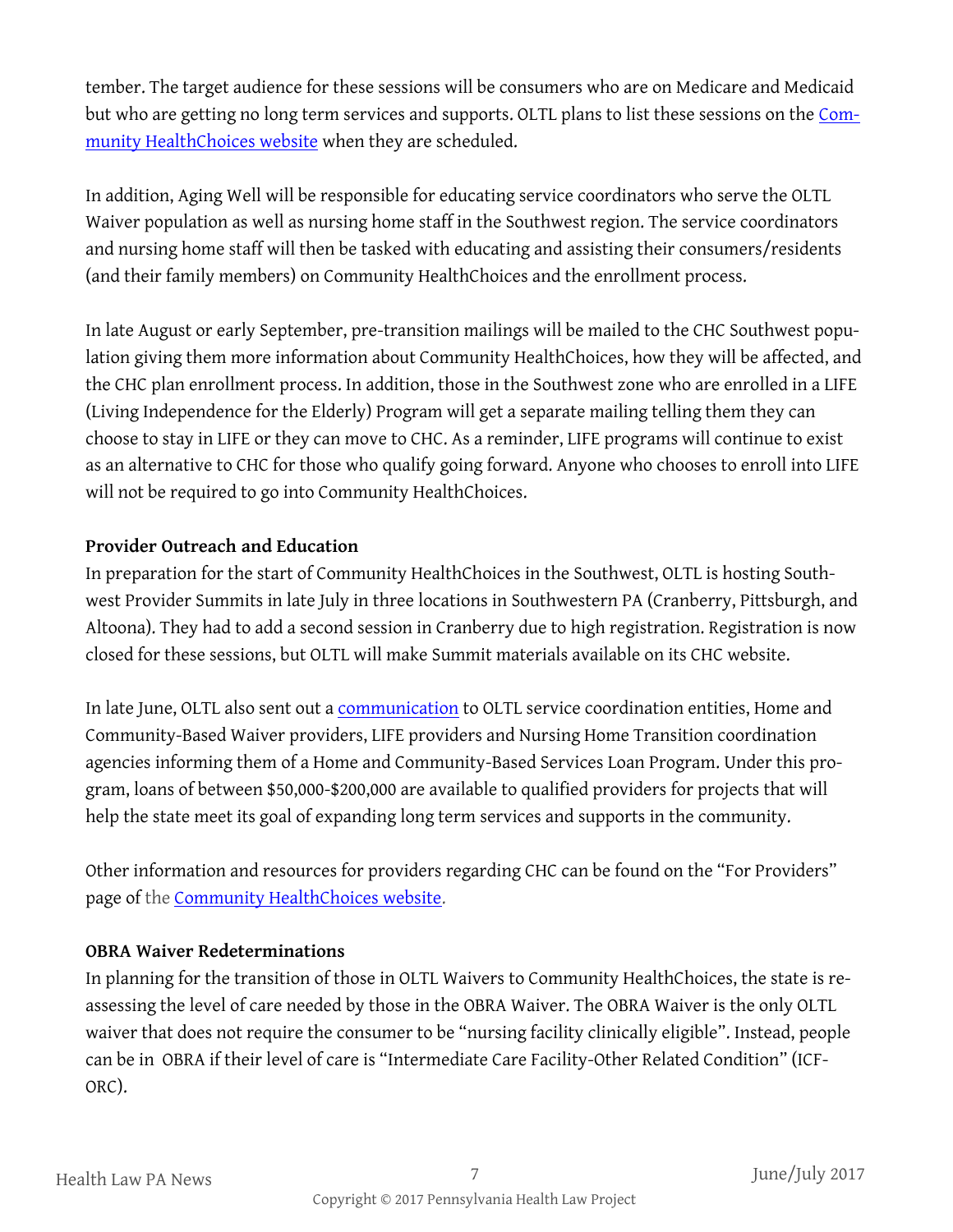tember. The target audience for these sessions will be consumers who are on Medicare and Medicaid but who are getting no long term services and supports. OLTL plans to list these sessions on the [Community HealthChoices website](#) when they are scheduled.

In addition, Aging Well will be responsible for educating service coordinators who serve the OLTL Waiver population as well as nursing home staff in the Southwest region. The service coordinators and nursing home staff will then be tasked with educating and assisting their consumers/residents (and their family members) on Community HealthChoices and the enrollment process.

In late August or early September, pre-transition mailings will be mailed to the CHC Southwest population giving them more information about Community HealthChoices, how they will be affected, and the CHC plan enrollment process. In addition, those in the Southwest zone who are enrolled in a LIFE (Living Independence for the Elderly) Program will get a separate mailing telling them they can choose to stay in LIFE or they can move to CHC. As a reminder, LIFE programs will continue to exist as an alternative to CHC for those who qualify going forward. Anyone who chooses to enroll into LIFE will not be required to go into Community HealthChoices.

**Provider Outreach and Education**

In preparation for the start of Community HealthChoices in the Southwest, OLTL is hosting Southwest Provider Summits in late July in three locations in Southwestern PA (Cranberry, Pittsburgh, and Altoona). They had to add a second session in Cranberry due to high registration. Registration is now closed for these sessions, but OLTL will make Summit materials available on its CHC website.

In late June, OLTL also sent out a [communication](#) to OLTL service coordination entities, Home and Community-Based Waiver providers, LIFE providers and Nursing Home Transition coordination agencies informing them of a Home and Community-Based Services Loan Program. Under this program, loans of between $50,000-$200,000 are available to qualified providers for projects that will help the state meet its goal of expanding long term services and supports in the community.

Other information and resources for providers regarding CHC can be found on the "For Providers" page of the [Community HealthChoices website](#).

**OBRA Waiver Redeterminations**

In planning for the transition of those in OLTL Waivers to Community HealthChoices, the state is reassessing the level of care needed by those in the OBRA Waiver. The OBRA Waiver is the only OLTL waiver that does not require the consumer to be "nursing facility clinically eligible". Instead, people can be in OBRA if their level of care is "Intermediate Care Facility-Other Related Condition" (ICF-ORC).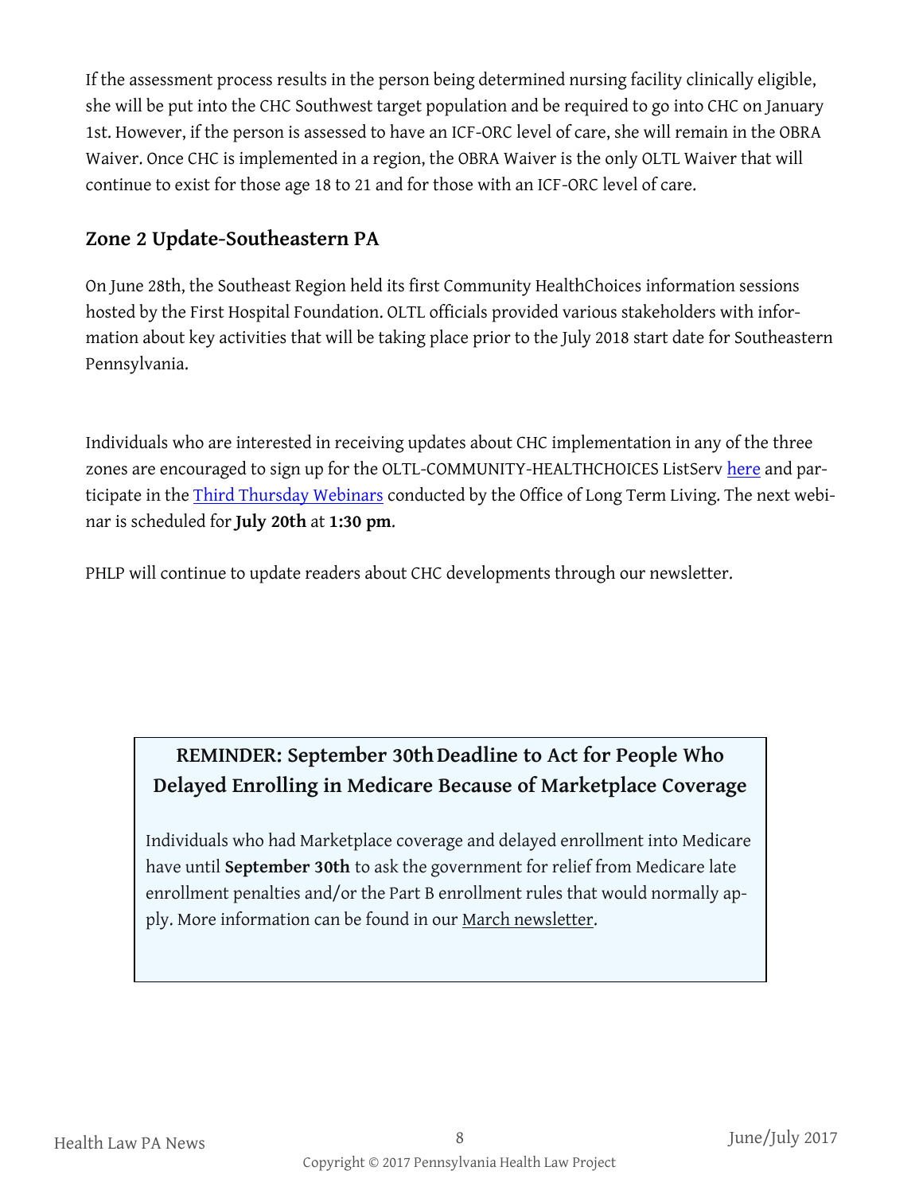If the assessment process results in the person being determined nursing facility clinically eligible, she will be put into the CHC Southwest target population and be required to go into CHC on January 1st. However, if the person is assessed to have an ICF-ORC level of care, she will remain in the OBRA Waiver. Once CHC is implemented in a region, the OBRA Waiver is the only OLTL Waiver that will continue to exist for those age 18 to 21 and for those with an ICF-ORC level of care.

## Zone 2 Update-Southeastern PA

On June 28th, the Southeast Region held its first Community HealthChoices information sessions hosted by the First Hospital Foundation. OLTL officials provided various stakeholders with information about key activities that will be taking place prior to the July 2018 start date for Southeastern Pennsylvania.

Individuals who are interested in receiving updates about CHC implementation in any of the three zones are encouraged to sign up for the OLTL-COMMUNITY-HEALTHCHOICES ListServ here and participate in the Third Thursday Webinars conducted by the Office of Long Term Living. The next webinar is scheduled for **July 20th** at **1:30 pm**.

PHLP will continue to update readers about CHC developments through our newsletter.

### REMINDER: September 30th Deadline to Act for People Who Delayed Enrolling in Medicare Because of Marketplace Coverage

Individuals who had Marketplace coverage and delayed enrollment into Medicare have until **September 30th** to ask the government for relief from Medicare late enrollment penalties and/or the Part B enrollment rules that would normally apply. More information can be found in our March newsletter.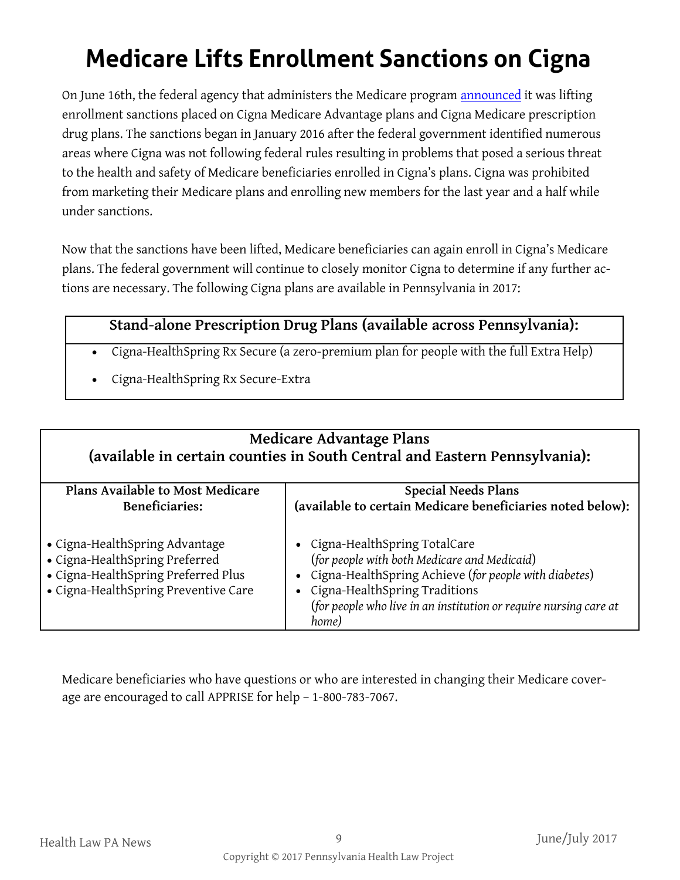# Medicare Lifts Enrollment Sanctions on Cigna

On June 16th, the federal agency that administers the Medicare program announced it was lifting enrollment sanctions placed on Cigna Medicare Advantage plans and Cigna Medicare prescription drug plans. The sanctions began in January 2016 after the federal government identified numerous areas where Cigna was not following federal rules resulting in problems that posed a serious threat to the health and safety of Medicare beneficiaries enrolled in Cigna's plans. Cigna was prohibited from marketing their Medicare plans and enrolling new members for the last year and a half while under sanctions.

Now that the sanctions have been lifted, Medicare beneficiaries can again enroll in Cigna's Medicare plans. The federal government will continue to closely monitor Cigna to determine if any further actions are necessary. The following Cigna plans are available in Pennsylvania in 2017:

**Stand-alone Prescription Drug Plans (available across Pennsylvania):**

- Cigna-HealthSpring Rx Secure (a zero-premium plan for people with the full Extra Help)
- Cigna-HealthSpring Rx Secure-Extra

| Medicare Advantage Plans (available in certain counties in South Central and Eastern Pennsylvania): | |
|---|---|
| **Plans Available to Most Medicare Beneficiaries:** | **Special Needs Plans (available to certain Medicare beneficiaries noted below):** |
| • Cigna-HealthSpring Advantage<br>• Cigna-HealthSpring Preferred<br>• Cigna-HealthSpring Preferred Plus<br>• Cigna-HealthSpring Preventive Care | • Cigna-HealthSpring TotalCare (*for people with both Medicare and Medicaid*)<br>• Cigna-HealthSpring Achieve (*for people with diabetes*)<br>• Cigna-HealthSpring Traditions (*for people who live in an institution or require nursing care at home*) |

Medicare beneficiaries who have questions or who are interested in changing their Medicare coverage are encouraged to call APPRISE for help – 1-800-783-7067.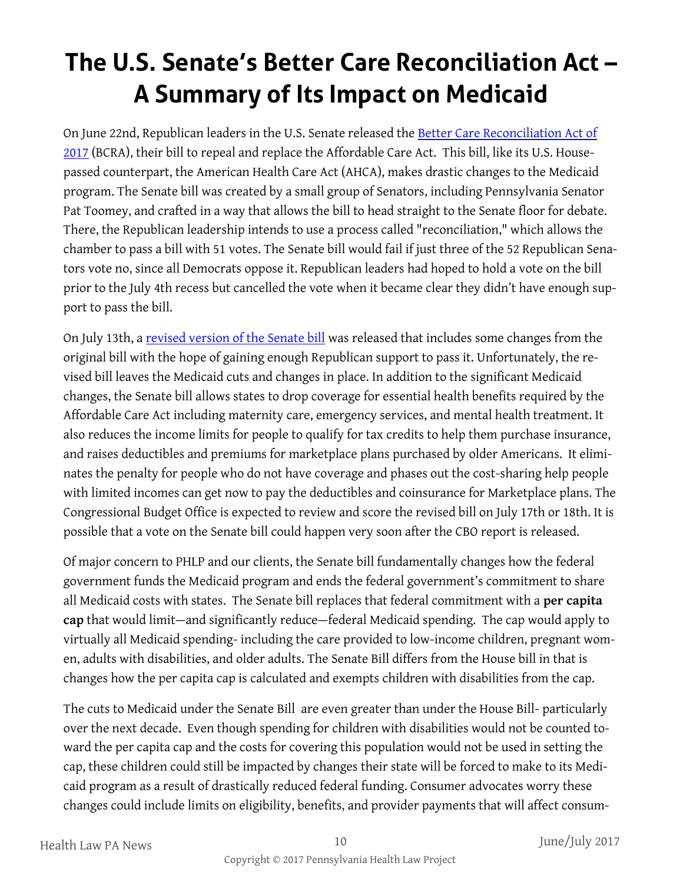# The U.S. Senate's Better Care Reconciliation Act – A Summary of Its Impact on Medicaid

On June 22nd, Republican leaders in the U.S. Senate released the [Better Care Reconciliation Act of 2017](#) (BCRA), their bill to repeal and replace the Affordable Care Act. This bill, like its U.S. House-passed counterpart, the American Health Care Act (AHCA), makes drastic changes to the Medicaid program. The Senate bill was created by a small group of Senators, including Pennsylvania Senator Pat Toomey, and crafted in a way that allows the bill to head straight to the Senate floor for debate. There, the Republican leadership intends to use a process called "reconciliation," which allows the chamber to pass a bill with 51 votes. The Senate bill would fail if just three of the 52 Republican Senators vote no, since all Democrats oppose it. Republican leaders had hoped to hold a vote on the bill prior to the July 4th recess but cancelled the vote when it became clear they didn't have enough support to pass the bill.

On July 13th, a [revised version of the Senate bill](#) was released that includes some changes from the original bill with the hope of gaining enough Republican support to pass it. Unfortunately, the revised bill leaves the Medicaid cuts and changes in place. In addition to the significant Medicaid changes, the Senate bill allows states to drop coverage for essential health benefits required by the Affordable Care Act including maternity care, emergency services, and mental health treatment. It also reduces the income limits for people to qualify for tax credits to help them purchase insurance, and raises deductibles and premiums for marketplace plans purchased by older Americans. It eliminates the penalty for people who do not have coverage and phases out the cost-sharing help people with limited incomes can get now to pay the deductibles and coinsurance for Marketplace plans. The Congressional Budget Office is expected to review and score the revised bill on July 17th or 18th. It is possible that a vote on the Senate bill could happen very soon after the CBO report is released.

Of major concern to PHLP and our clients, the Senate bill fundamentally changes how the federal government funds the Medicaid program and ends the federal government's commitment to share all Medicaid costs with states. The Senate bill replaces that federal commitment with a **per capita cap** that would limit—and significantly reduce—federal Medicaid spending. The cap would apply to virtually all Medicaid spending- including the care provided to low-income children, pregnant women, adults with disabilities, and older adults. The Senate Bill differs from the House bill in that is changes how the per capita cap is calculated and exempts children with disabilities from the cap.

The cuts to Medicaid under the Senate Bill are even greater than under the House Bill- particularly over the next decade. Even though spending for children with disabilities would not be counted toward the per capita cap and the costs for covering this population would not be used in setting the cap, these children could still be impacted by changes their state will be forced to make to its Medicaid program as a result of drastically reduced federal funding. Consumer advocates worry these changes could include limits on eligibility, benefits, and provider payments that will affect consum-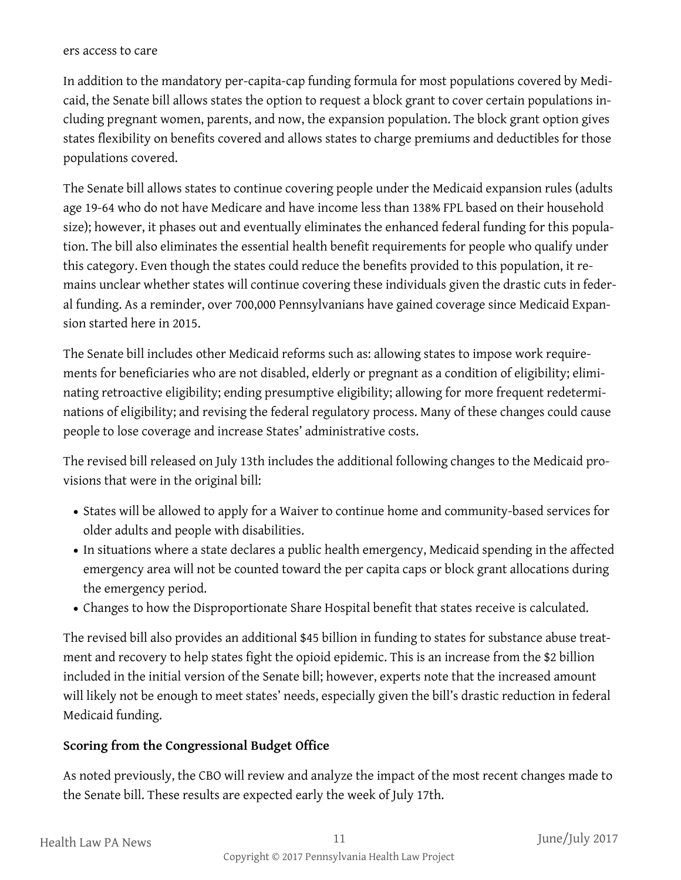ers access to care

In addition to the mandatory per-capita-cap funding formula for most populations covered by Medicaid, the Senate bill allows states the option to request a block grant to cover certain populations including pregnant women, parents, and now, the expansion population. The block grant option gives states flexibility on benefits covered and allows states to charge premiums and deductibles for those populations covered.

The Senate bill allows states to continue covering people under the Medicaid expansion rules (adults age 19-64 who do not have Medicare and have income less than 138% FPL based on their household size); however, it phases out and eventually eliminates the enhanced federal funding for this population. The bill also eliminates the essential health benefit requirements for people who qualify under this category. Even though the states could reduce the benefits provided to this population, it remains unclear whether states will continue covering these individuals given the drastic cuts in federal funding. As a reminder, over 700,000 Pennsylvanians have gained coverage since Medicaid Expansion started here in 2015.

The Senate bill includes other Medicaid reforms such as: allowing states to impose work requirements for beneficiaries who are not disabled, elderly or pregnant as a condition of eligibility; eliminating retroactive eligibility; ending presumptive eligibility; allowing for more frequent redeterminations of eligibility; and revising the federal regulatory process. Many of these changes could cause people to lose coverage and increase States' administrative costs.

The revised bill released on July 13th includes the additional following changes to the Medicaid provisions that were in the original bill:

- States will be allowed to apply for a Waiver to continue home and community-based services for older adults and people with disabilities.
- In situations where a state declares a public health emergency, Medicaid spending in the affected emergency area will not be counted toward the per capita caps or block grant allocations during the emergency period.
- Changes to how the Disproportionate Share Hospital benefit that states receive is calculated.

The revised bill also provides an additional $45 billion in funding to states for substance abuse treatment and recovery to help states fight the opioid epidemic. This is an increase from the $2 billion included in the initial version of the Senate bill; however, experts note that the increased amount will likely not be enough to meet states' needs, especially given the bill's drastic reduction in federal Medicaid funding.

**Scoring from the Congressional Budget Office**

As noted previously, the CBO will review and analyze the impact of the most recent changes made to the Senate bill. These results are expected early the week of July 17th.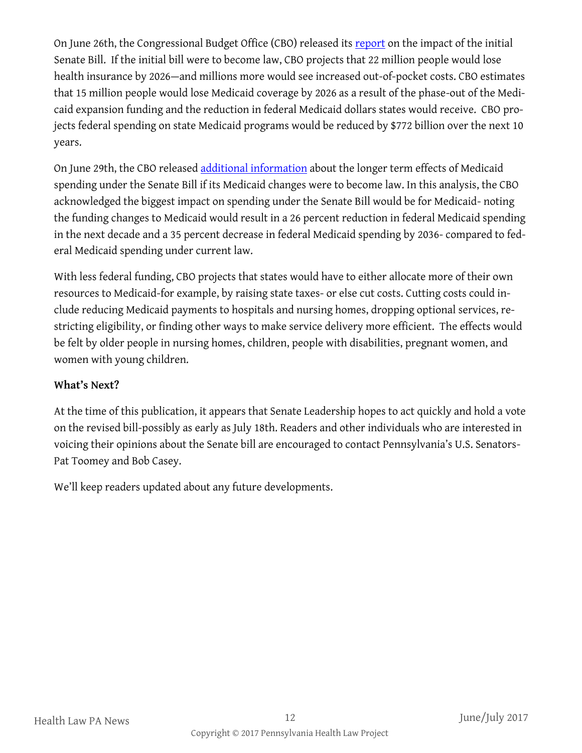On June 26th, the Congressional Budget Office (CBO) released its report on the impact of the initial Senate Bill. If the initial bill were to become law, CBO projects that 22 million people would lose health insurance by 2026—and millions more would see increased out-of-pocket costs. CBO estimates that 15 million people would lose Medicaid coverage by 2026 as a result of the phase-out of the Medicaid expansion funding and the reduction in federal Medicaid dollars states would receive. CBO projects federal spending on state Medicaid programs would be reduced by $772 billion over the next 10 years.

On June 29th, the CBO released additional information about the longer term effects of Medicaid spending under the Senate Bill if its Medicaid changes were to become law. In this analysis, the CBO acknowledged the biggest impact on spending under the Senate Bill would be for Medicaid- noting the funding changes to Medicaid would result in a 26 percent reduction in federal Medicaid spending in the next decade and a 35 percent decrease in federal Medicaid spending by 2036- compared to federal Medicaid spending under current law.

With less federal funding, CBO projects that states would have to either allocate more of their own resources to Medicaid-for example, by raising state taxes- or else cut costs. Cutting costs could include reducing Medicaid payments to hospitals and nursing homes, dropping optional services, restricting eligibility, or finding other ways to make service delivery more efficient. The effects would be felt by older people in nursing homes, children, people with disabilities, pregnant women, and women with young children.

**What's Next?**

At the time of this publication, it appears that Senate Leadership hopes to act quickly and hold a vote on the revised bill-possibly as early as July 18th. Readers and other individuals who are interested in voicing their opinions about the Senate bill are encouraged to contact Pennsylvania's U.S. Senators- Pat Toomey and Bob Casey.

We'll keep readers updated about any future developments.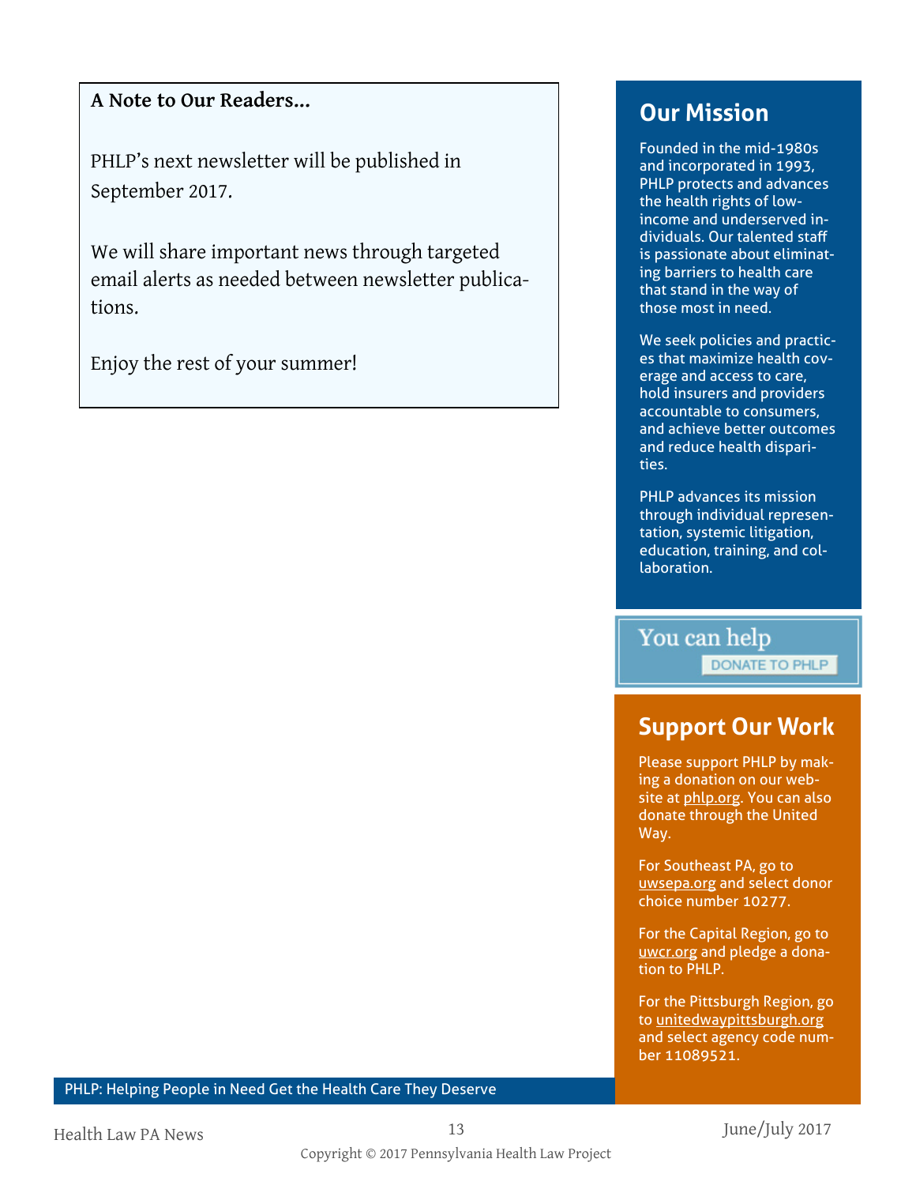**A Note to Our Readers…**

PHLP's next newsletter will be published in September 2017.

We will share important news through targeted email alerts as needed between newsletter publications.

Enjoy the rest of your summer!

## Our Mission

Founded in the mid-1980s and incorporated in 1993, PHLP protects and advances the health rights of low-income and underserved individuals. Our talented staff is passionate about eliminating barriers to health care that stand in the way of those most in need.

We seek policies and practices that maximize health coverage and access to care, hold insurers and providers accountable to consumers, and achieve better outcomes and reduce health disparities.

PHLP advances its mission through individual representation, systemic litigation, education, training, and collaboration.

You can help

DONATE TO PHLP

## Support Our Work

Please support PHLP by making a donation on our website at phlp.org. You can also donate through the United Way.

For Southeast PA, go to uwsepa.org and select donor choice number 10277.

For the Capital Region, go to uwcr.org and pledge a donation to PHLP.

For the Pittsburgh Region, go to unitedwaypittsburgh.org and select agency code number 11089521.

PHLP: Helping People in Need Get the Health Care They Deserve

Copyright © 2017 Pennsylvania Health Law Project